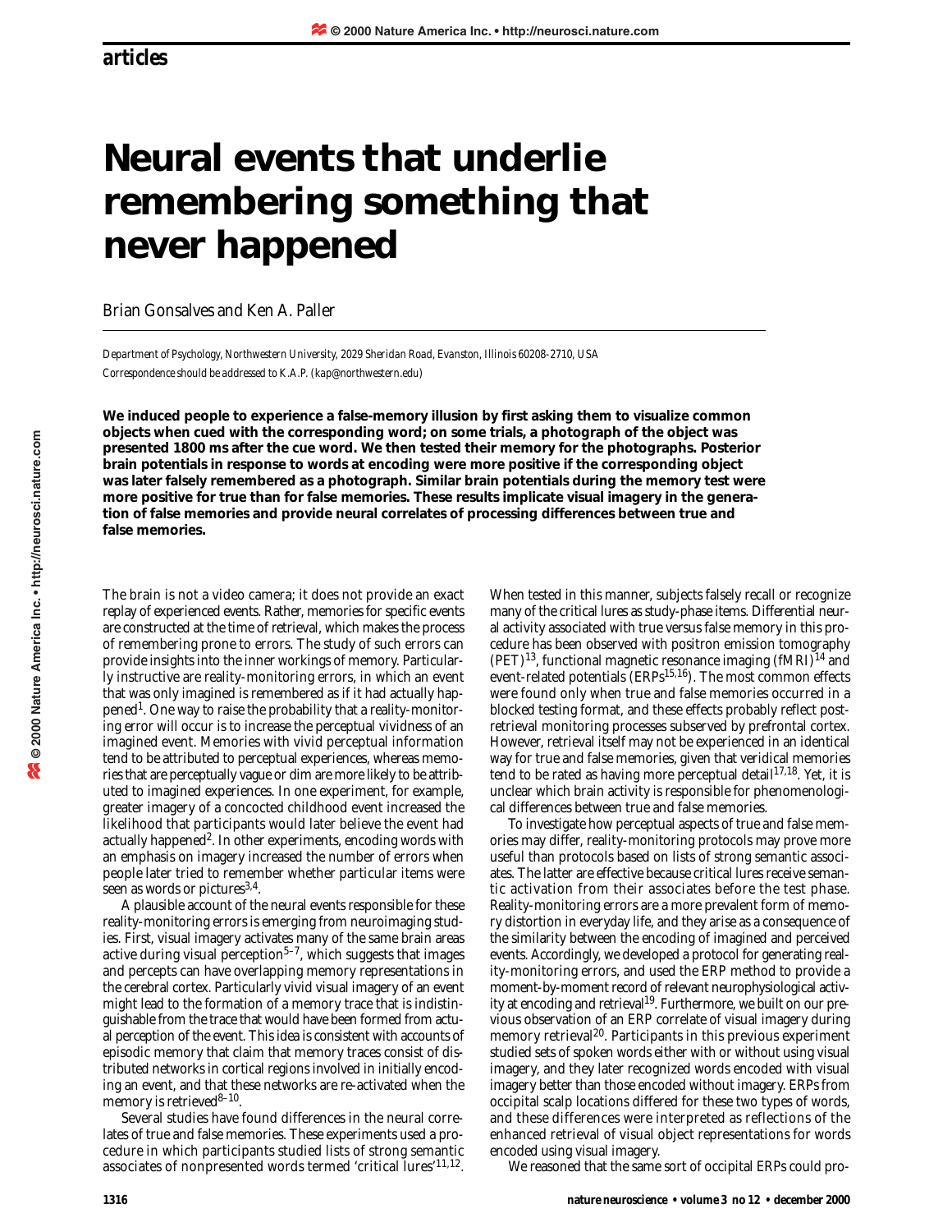articles

# Neural events that underlie remembering something that never happened

Brian Gonsalves and Ken A. Paller

*Department of Psychology, Northwestern University, 2029 Sheridan Road, Evanston, Illinois 60208-2710, USA*
*Correspondence should be addressed to K.A.P. (kap@northwestern.edu)*

**We induced people to experience a false-memory illusion by first asking them to visualize common objects when cued with the corresponding word; on some trials, a photograph of the object was presented 1800 ms after the cue word. We then tested their memory for the photographs. Posterior brain potentials in response to words at encoding were more positive if the corresponding object was later falsely remembered as a photograph. Similar brain potentials during the memory test were more positive for true than for false memories. These results implicate visual imagery in the generation of false memories and provide neural correlates of processing differences between true and false memories.**

The brain is not a video camera; it does not provide an exact replay of experienced events. Rather, memories for specific events are constructed at the time of retrieval, which makes the process of remembering prone to errors. The study of such errors can provide insights into the inner workings of memory. Particularly instructive are reality-monitoring errors, in which an event that was only imagined is remembered as if it had actually happened[1]. One way to raise the probability that a reality-monitoring error will occur is to increase the perceptual vividness of an imagined event. Memories with vivid perceptual information tend to be attributed to perceptual experiences, whereas memories that are perceptually vague or dim are more likely to be attributed to imagined experiences. In one experiment, for example, greater imagery of a concocted childhood event increased the likelihood that participants would later believe the event had actually happened[2]. In other experiments, encoding words with an emphasis on imagery increased the number of errors when people later tried to remember whether particular items were seen as words or pictures[3,4].

A plausible account of the neural events responsible for these reality-monitoring errors is emerging from neuroimaging studies. First, visual imagery activates many of the same brain areas active during visual perception[5–7], which suggests that images and percepts can have overlapping memory representations in the cerebral cortex. Particularly vivid visual imagery of an event might lead to the formation of a memory trace that is indistinguishable from the trace that would have been formed from actual perception of the event. This idea is consistent with accounts of episodic memory that claim that memory traces consist of distributed networks in cortical regions involved in initially encoding an event, and that these networks are re-activated when the memory is retrieved[8–10].

Several studies have found differences in the neural correlates of true and false memories. These experiments used a procedure in which participants studied lists of strong semantic associates of nonpresented words termed 'critical lures'[11,12]. When tested in this manner, subjects falsely recall or recognize many of the critical lures as study-phase items. Differential neural activity associated with true versus false memory in this procedure has been observed with positron emission tomography (PET)[13], functional magnetic resonance imaging (fMRI)[14] and event-related potentials (ERPs[15,16]). The most common effects were found only when true and false memories occurred in a blocked testing format, and these effects probably reflect post-retrieval monitoring processes subserved by prefrontal cortex. However, retrieval itself may not be experienced in an identical way for true and false memories, given that veridical memories tend to be rated as having more perceptual detail[17,18]. Yet, it is unclear which brain activity is responsible for phenomenological differences between true and false memories.

To investigate how perceptual aspects of true and false memories may differ, reality-monitoring protocols may prove more useful than protocols based on lists of strong semantic associates. The latter are effective because critical lures receive semantic activation from their associates before the test phase. Reality-monitoring errors are a more prevalent form of memory distortion in everyday life, and they arise as a consequence of the similarity between the encoding of imagined and perceived events. Accordingly, we developed a protocol for generating reality-monitoring errors, and used the ERP method to provide a moment-by-moment record of relevant neurophysiological activity at encoding and retrieval[19]. Furthermore, we built on our previous observation of an ERP correlate of visual imagery during memory retrieval[20]. Participants in this previous experiment studied sets of spoken words either with or without using visual imagery, and they later recognized words encoded with visual imagery better than those encoded without imagery. ERPs from occipital scalp locations differed for these two types of words, and these differences were interpreted as reflections of the enhanced retrieval of visual object representations for words encoded using visual imagery.

We reasoned that the same sort of occipital ERPs could pro-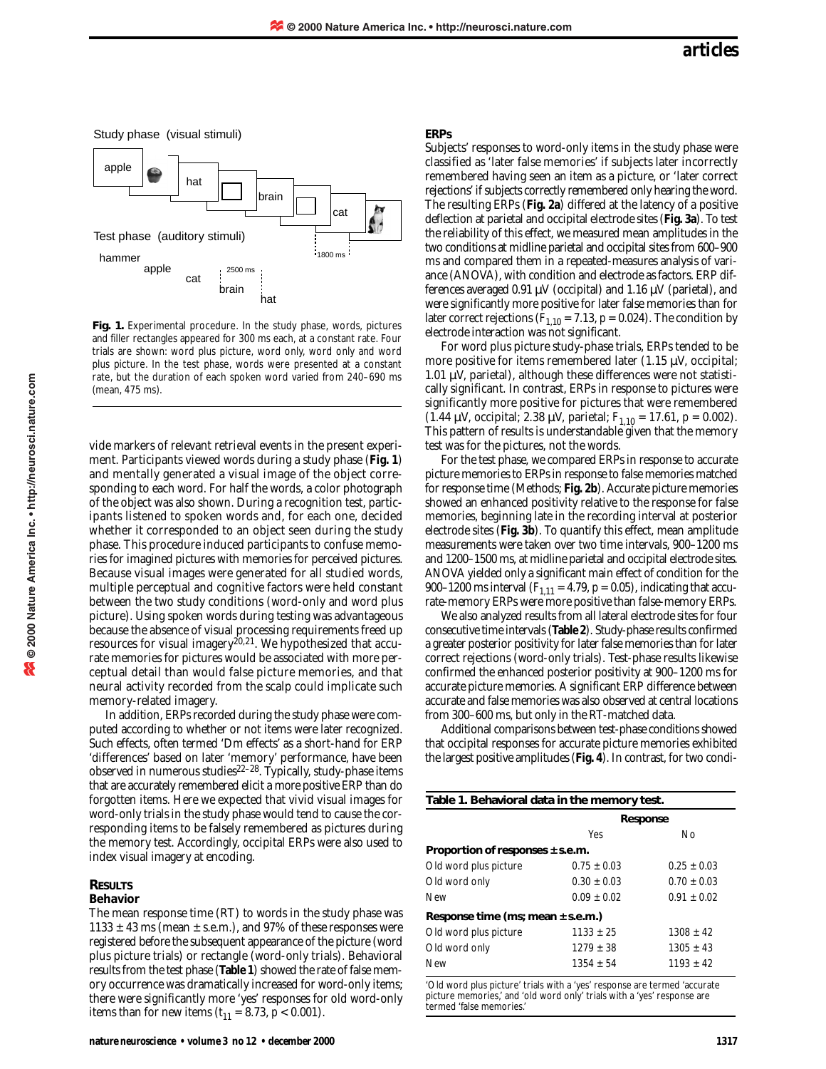Study phase (visual stimuli)

Test phase (auditory stimuli)

**Fig. 1.** Experimental procedure. In the study phase, words, pictures and filler rectangles appeared for 300 ms each, at a constant rate. Four trials are shown: word plus picture, word only, word only and word plus picture. In the test phase, words were presented at a constant rate, but the duration of each spoken word varied from 240–690 ms (mean, 475 ms).

vide markers of relevant retrieval events in the present experiment. Participants viewed words during a study phase (**Fig. 1**) and mentally generated a visual image of the object corresponding to each word. For half the words, a color photograph of the object was also shown. During a recognition test, participants listened to spoken words and, for each one, decided whether it corresponded to an object seen during the study phase. This procedure induced participants to confuse memories for imagined pictures with memories for perceived pictures. Because visual images were generated for all studied words, multiple perceptual and cognitive factors were held constant between the two study conditions (word-only and word plus picture). Using spoken words during testing was advantageous because the absence of visual processing requirements freed up resources for visual imagery[20,21]. We hypothesized that accurate memories for pictures would be associated with more perceptual detail than would false picture memories, and that neural activity recorded from the scalp could implicate such memory-related imagery.

In addition, ERPs recorded during the study phase were computed according to whether or not items were later recognized. Such effects, often termed 'Dm effects' as a short-hand for ERP 'differences' based on later 'memory' performance, have been observed in numerous studies[22–28]. Typically, study-phase items that are accurately remembered elicit a more positive ERP than do forgotten items. Here we expected that vivid visual images for word-only trials in the study phase would tend to cause the corresponding items to be falsely remembered as pictures during the memory test. Accordingly, occipital ERPs were also used to index visual imagery at encoding.

## RESULTS

### Behavior

The mean response time (RT) to words in the study phase was 1133 ± 43 ms (mean ± s.e.m.), and 97% of these responses were registered before the subsequent appearance of the picture (word plus picture trials) or rectangle (word-only trials). Behavioral results from the test phase (**Table 1**) showed the rate of false memory occurrence was dramatically increased for word-only items; there were significantly more 'yes' responses for old word-only items than for new items ($t_{11} = 8.73$, $p < 0.001$).

### ERPs

Subjects' responses to word-only items in the study phase were classified as 'later false memories' if subjects later incorrectly remembered having seen an item as a picture, or 'later correct rejections' if subjects correctly remembered only hearing the word. The resulting ERPs (**Fig. 2a**) differed at the latency of a positive deflection at parietal and occipital electrode sites (**Fig. 3a**). To test the reliability of this effect, we measured mean amplitudes in the two conditions at midline parietal and occipital sites from 600–900 ms and compared them in a repeated-measures analysis of variance (ANOVA), with condition and electrode as factors. ERP differences averaged 0.91 μV (occipital) and 1.16 μV (parietal), and were significantly more positive for later false memories than for later correct rejections ($F_{1,10} = 7.13$, $p = 0.024$). The condition by electrode interaction was not significant.

For word plus picture study-phase trials, ERPs tended to be more positive for items remembered later (1.15 μV, occipital; 1.01 μV, parietal), although these differences were not statistically significant. In contrast, ERPs in response to pictures were significantly more positive for pictures that were remembered (1.44 μV, occipital; 2.38 μV, parietal; $F_{1,10} = 17.61$, $p = 0.002$). This pattern of results is understandable given that the memory test was for the pictures, not the words.

For the test phase, we compared ERPs in response to accurate picture memories to ERPs in response to false memories matched for response time (Methods; **Fig. 2b**). Accurate picture memories showed an enhanced positivity relative to the response for false memories, beginning late in the recording interval at posterior electrode sites (**Fig. 3b**). To quantify this effect, mean amplitude measurements were taken over two time intervals, 900–1200 ms and 1200–1500 ms, at midline parietal and occipital electrode sites. ANOVA yielded only a significant main effect of condition for the 900–1200 ms interval ($F_{1,11} = 4.79$, $p = 0.05$), indicating that accurate-memory ERPs were more positive than false-memory ERPs.

We also analyzed results from all lateral electrode sites for four consecutive time intervals (**Table 2**). Study-phase results confirmed a greater posterior positivity for later false memories than for later correct rejections (word-only trials). Test-phase results likewise confirmed the enhanced posterior positivity at 900–1200 ms for accurate picture memories. A significant ERP difference between accurate and false memories was also observed at central locations from 300–600 ms, but only in the RT-matched data.

Additional comparisons between test-phase conditions showed that occipital responses for accurate picture memories exhibited the largest positive amplitudes (**Fig. 4**). In contrast, for two condi-

**Table 1. Behavioral data in the memory test.**

| | Response | |
|---|---|---|
| | Yes | No |
| **Proportion of responses ± s.e.m.** | | |
| Old word plus picture | 0.75 ± 0.03 | 0.25 ± 0.03 |
| Old word only | 0.30 ± 0.03 | 0.70 ± 0.03 |
| New | 0.09 ± 0.02 | 0.91 ± 0.02 |
| **Response time (ms; mean ± s.e.m.)** | | |
| Old word plus picture | 1133 ± 25 | 1308 ± 42 |
| Old word only | 1279 ± 38 | 1305 ± 43 |
| New | 1354 ± 54 | 1193 ± 42 |

'Old word plus picture' trials with a 'yes' response are termed 'accurate picture memories,' and 'old word only' trials with a 'yes' response are termed 'false memories.'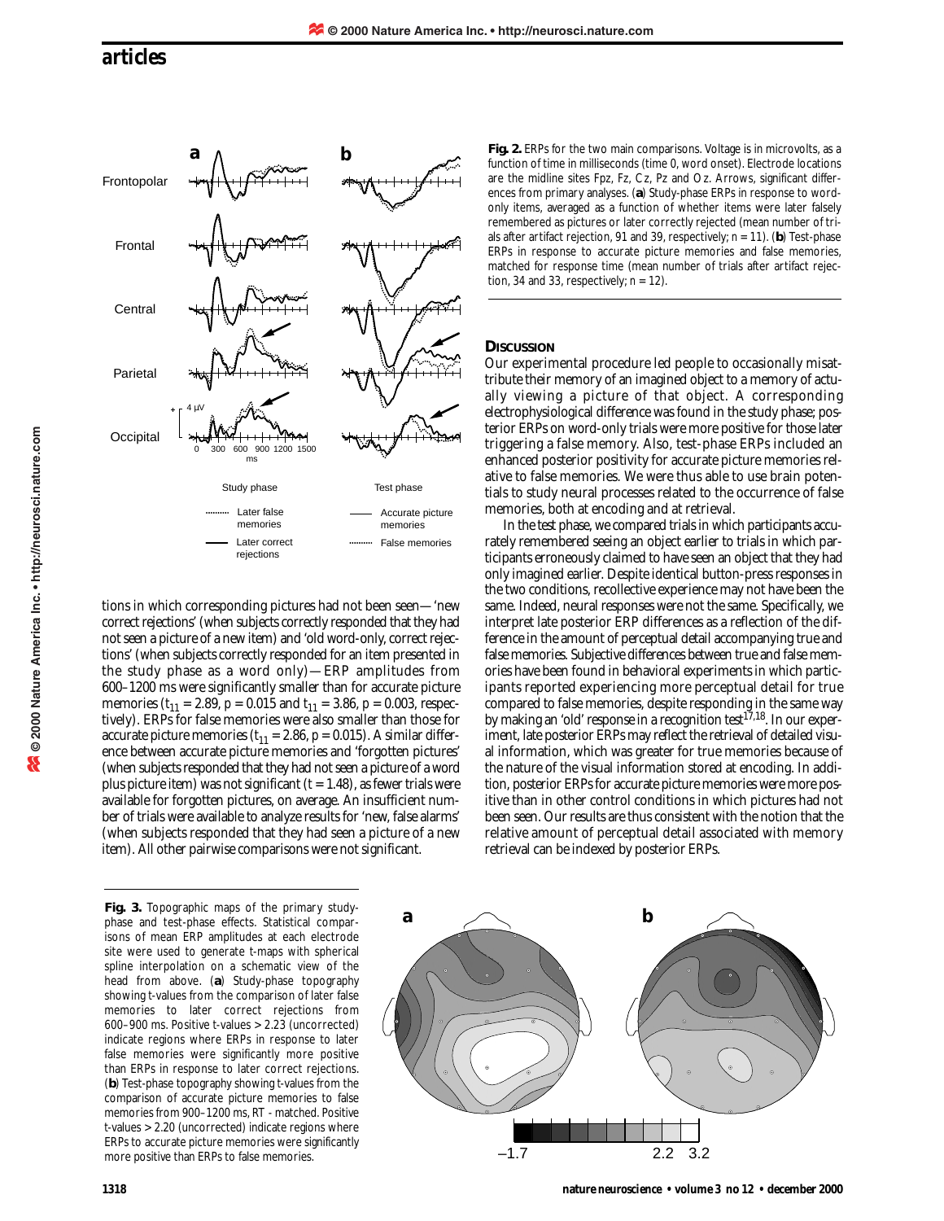Frontopolar

Frontal

Central

Parietal

Occipital

a

b

+ 4 µV

0 300 600 900 1200 1500
ms

Study phase

Later false memories

Later correct rejections

Test phase

Accurate picture memories

False memories

**Fig. 2.** ERPs for the two main comparisons. Voltage is in microvolts, as a function of time in milliseconds (time 0, word onset). Electrode locations are the midline sites Fpz, Fz, Cz, Pz and Oz. Arrows, significant differences from primary analyses. (**a**) Study-phase ERPs in response to word-only items, averaged as a function of whether items were later falsely remembered as pictures or later correctly rejected (mean number of trials after artifact rejection, 91 and 39, respectively; $n = 11$). (**b**) Test-phase ERPs in response to accurate picture memories and false memories, matched for response time (mean number of trials after artifact rejection, 34 and 33, respectively; $n = 12$).

tions in which corresponding pictures had not been seen—'new correct rejections' (when subjects correctly responded that they had not seen a picture of a new item) and 'old word-only, correct rejections' (when subjects correctly responded for an item presented in the study phase as a word only)—ERP amplitudes from 600–1200 ms were significantly smaller than for accurate picture memories ($t_{11} = 2.89$, $p = 0.015$ and $t_{11} = 3.86$, $p = 0.003$, respectively). ERPs for false memories were also smaller than those for accurate picture memories ($t_{11} = 2.86$, $p = 0.015$). A similar difference between accurate picture memories and 'forgotten pictures' (when subjects responded that they had not seen a picture of a word plus picture item) was not significant ($t = 1.48$), as fewer trials were available for forgotten pictures, on average. An insufficient number of trials were available to analyze results for 'new, false alarms' (when subjects responded that they had seen a picture of a new item). All other pairwise comparisons were not significant.

## Discussion

Our experimental procedure led people to occasionally misattribute their memory of an imagined object to a memory of actually viewing a picture of that object. A corresponding electrophysiological difference was found in the study phase; posterior ERPs on word-only trials were more positive for those later triggering a false memory. Also, test-phase ERPs included an enhanced posterior positivity for accurate picture memories relative to false memories. We were thus able to use brain potentials to study neural processes related to the occurrence of false memories, both at encoding and at retrieval.

In the test phase, we compared trials in which participants accurately remembered seeing an object earlier to trials in which participants erroneously claimed to have seen an object that they had only imagined earlier. Despite identical button-press responses in the two conditions, recollective experience may not have been the same. Indeed, neural responses were not the same. Specifically, we interpret late posterior ERP differences as a reflection of the difference in the amount of perceptual detail accompanying true and false memories. Subjective differences between true and false memories have been found in behavioral experiments in which participants reported experiencing more perceptual detail for true compared to false memories, despite responding in the same way by making an 'old' response in a recognition test[17,18]. In our experiment, late posterior ERPs may reflect the retrieval of detailed visual information, which was greater for true memories because of the nature of the visual information stored at encoding. In addition, posterior ERPs for accurate picture memories were more positive than in other control conditions in which pictures had not been seen. Our results are thus consistent with the notion that the relative amount of perceptual detail associated with memory retrieval can be indexed by posterior ERPs.

a

b

–1.7

2.2 3.2

**Fig. 3.** Topographic maps of the primary study-phase and test-phase effects. Statistical comparisons of mean ERP amplitudes at each electrode site were used to generate t-maps with spherical spline interpolation on a schematic view of the head from above. (**a**) Study-phase topography showing t-values from the comparison of later false memories to later correct rejections from 600–900 ms. Positive t-values > 2.23 (uncorrected) indicate regions where ERPs in response to later false memories were significantly more positive than ERPs in response to later correct rejections. (**b**) Test-phase topography showing t-values from the comparison of accurate picture memories to false memories from 900–1200 ms, RT - matched. Positive t-values > 2.20 (uncorrected) indicate regions where ERPs to accurate picture memories were significantly more positive than ERPs to false memories.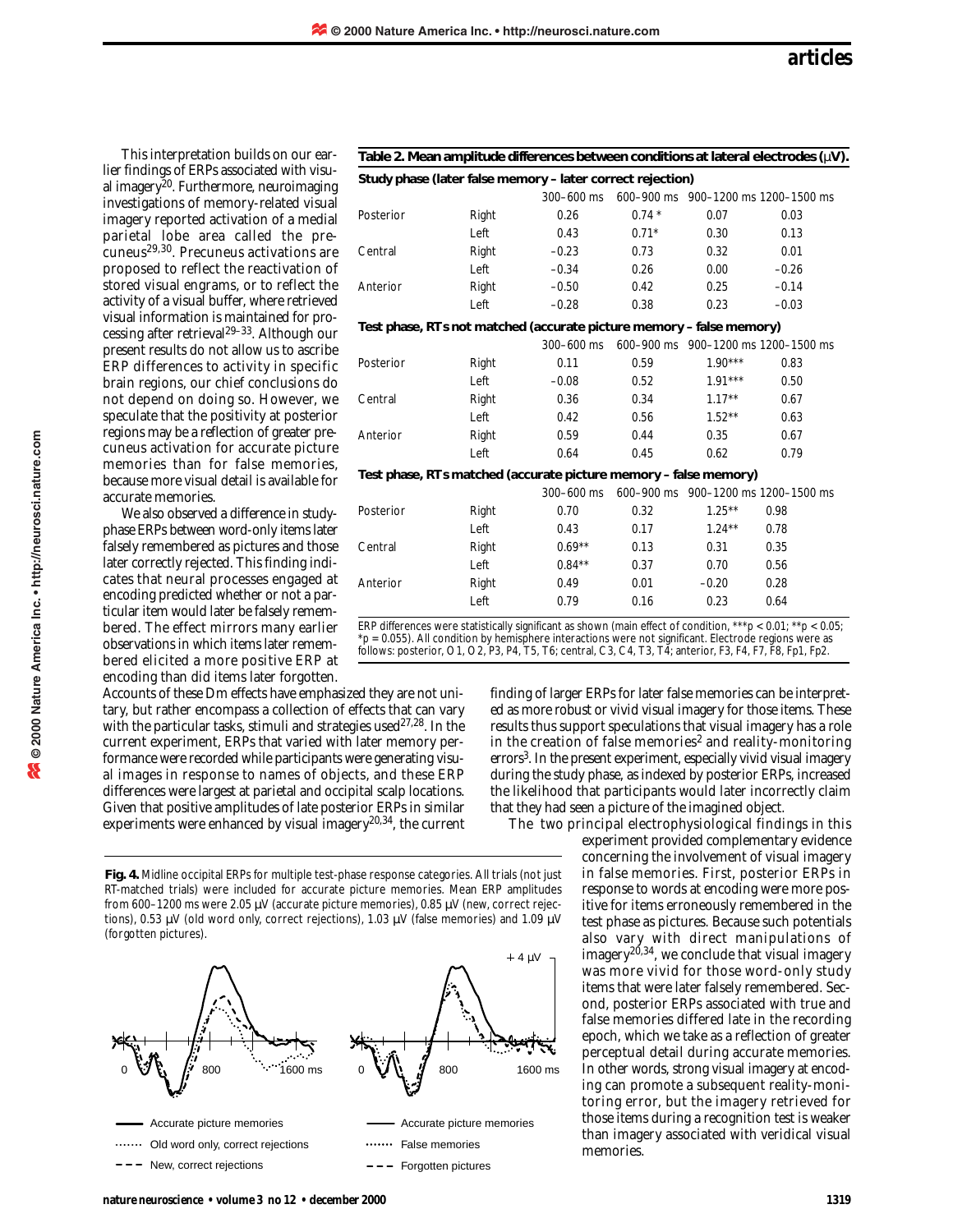This interpretation builds on our earlier findings of ERPs associated with visual imagery[20]. Furthermore, neuroimaging investigations of memory-related visual imagery reported activation of a medial parietal lobe area called the precuneus[29,30]. Precuneus activations are proposed to reflect the reactivation of stored visual engrams, or to reflect the activity of a visual buffer, where retrieved visual information is maintained for processing after retrieval[29–33]. Although our present results do not allow us to ascribe ERP differences to activity in specific brain regions, our chief conclusions do not depend on doing so. However, we speculate that the positivity at posterior regions may be a reflection of greater precuneus activation for accurate picture memories than for false memories, because more visual detail is available for accurate memories.

**Table 2. Mean amplitude differences between conditions at lateral electrodes (μV).**

| | | 300–600 ms | 600–900 ms | 900–1200 ms | 1200–1500 ms |
|---|---|---|---|---|---|
| **Study phase (later false memory – later correct rejection)** | | | | | |
| Posterior | Right | 0.26 | 0.74 * | 0.07 | 0.03 |
| | Left | 0.43 | 0.71* | 0.30 | 0.13 |
| Central | Right | –0.23 | 0.73 | 0.32 | 0.01 |
| | Left | –0.34 | 0.26 | 0.00 | –0.26 |
| Anterior | Right | –0.50 | 0.42 | 0.25 | –0.14 |
| | Left | –0.28 | 0.38 | 0.23 | –0.03 |
| **Test phase, RTs not matched (accurate picture memory – false memory)** | | | | | |
| Posterior | Right | 0.11 | 0.59 | 1.90*** | 0.83 |
| | Left | –0.08 | 0.52 | 1.91*** | 0.50 |
| Central | Right | 0.36 | 0.34 | 1.17** | 0.67 |
| | Left | 0.42 | 0.56 | 1.52** | 0.63 |
| Anterior | Right | 0.59 | 0.44 | 0.35 | 0.67 |
| | Left | 0.64 | 0.45 | 0.62 | 0.79 |
| **Test phase, RTs matched (accurate picture memory – false memory)** | | | | | |
| Posterior | Right | 0.70 | 0.32 | 1.25** | 0.98 |
| | Left | 0.43 | 0.17 | 1.24** | 0.78 |
| Central | Right | 0.69** | 0.13 | 0.31 | 0.35 |
| | Left | 0.84** | 0.37 | 0.70 | 0.56 |
| Anterior | Right | 0.49 | 0.01 | –0.20 | 0.28 |
| | Left | 0.79 | 0.16 | 0.23 | 0.64 |

*ERP differences were statistically significant as shown (main effect of condition, ***$p < 0.01$; **$p < 0.05$; *$p = 0.055$). All condition by hemisphere interactions were not significant. Electrode regions were as follows: posterior, O1, O2, P3, P4, T5, T6; central, C3, C4, T3, T4; anterior, F3, F4, F7, F8, Fp1, Fp2.*

We also observed a difference in study-phase ERPs between word-only items later falsely remembered as pictures and those later correctly rejected. This finding indicates that neural processes engaged at encoding predicted whether or not a particular item would later be falsely remembered. The effect mirrors many earlier observations in which items later remembered elicited a more positive ERP at encoding than did items later forgotten. Accounts of these Dm effects have emphasized they are not unitary, but rather encompass a collection of effects that can vary with the particular tasks, stimuli and strategies used[27,28]. In the current experiment, ERPs that varied with later memory performance were recorded while participants were generating visual images in response to names of objects, and these ERP differences were largest at parietal and occipital scalp locations. Given that positive amplitudes of late posterior ERPs in similar experiments were enhanced by visual imagery[20,34], the current finding of larger ERPs for later false memories can be interpreted as more robust or vivid visual imagery for those items. These results thus support speculations that visual imagery has a role in the creation of false memories[2] and reality-monitoring errors[3]. In the present experiment, especially vivid visual imagery during the study phase, as indexed by posterior ERPs, increased the likelihood that participants would later incorrectly claim that they had seen a picture of the imagined object.

The two principal electrophysiological findings in this experiment provided complementary evidence concerning the involvement of visual imagery in false memories. First, posterior ERPs in response to words at encoding were more positive for items erroneously remembered in the test phase as pictures. Because such potentials also vary with direct manipulations of imagery[20,34], we conclude that visual imagery was more vivid for those word-only study items that were later falsely remembered. Second, posterior ERPs associated with true and false memories differed late in the recording epoch, which we take as a reflection of greater perceptual detail during accurate memories. In other words, strong visual imagery at encoding can promote a subsequent reality-monitoring error, but the imagery retrieved for those items during a recognition test is weaker than imagery associated with veridical visual memories.

**Fig. 4.** Midline occipital ERPs for multiple test-phase response categories. All trials (not just RT-matched trials) were included for accurate picture memories. Mean ERP amplitudes from 600–1200 ms were 2.05 μV (accurate picture memories), 0.85 μV (new, correct rejections), 0.53 μV (old word only, correct rejections), 1.03 μV (false memories) and 1.09 μV (forgotten pictures).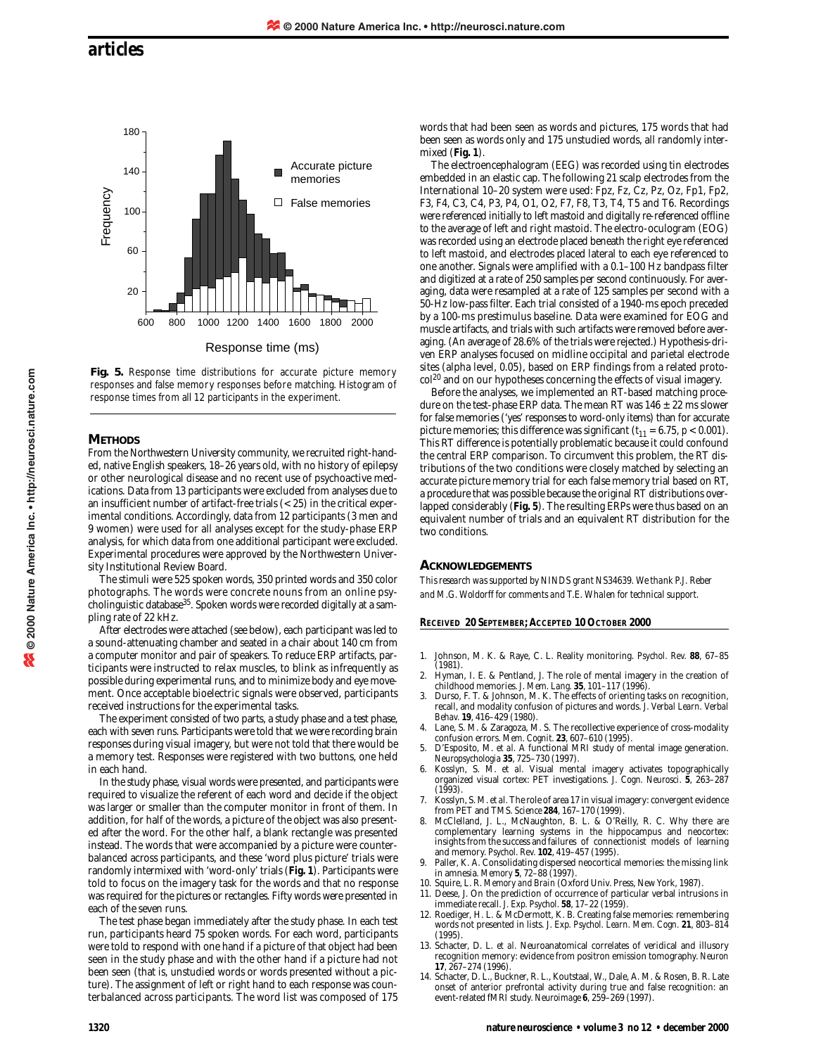Fig. 5. *Response time distributions for accurate picture memory responses and false memory responses before matching. Histogram of response times from all 12 participants in the experiment.*

## METHODS

From the Northwestern University community, we recruited right-handed, native English speakers, 18–26 years old, with no history of epilepsy or other neurological disease and no recent use of psychoactive medications. Data from 13 participants were excluded from analyses due to an insufficient number of artifact-free trials (< 25) in the critical experimental conditions. Accordingly, data from 12 participants (3 men and 9 women) were used for all analyses except for the study-phase ERP analysis, for which data from one additional participant were excluded. Experimental procedures were approved by the Northwestern University Institutional Review Board.

The stimuli were 525 spoken words, 350 printed words and 350 color photographs. The words were concrete nouns from an online psycholinguistic database[35]. Spoken words were recorded digitally at a sampling rate of 22 kHz.

After electrodes were attached (see below), each participant was led to a sound-attenuating chamber and seated in a chair about 140 cm from a computer monitor and pair of speakers. To reduce ERP artifacts, participants were instructed to relax muscles, to blink as infrequently as possible during experimental runs, and to minimize body and eye movement. Once acceptable bioelectric signals were observed, participants received instructions for the experimental tasks.

The experiment consisted of two parts, a study phase and a test phase, each with seven runs. Participants were told that we were recording brain responses during visual imagery, but were not told that there would be a memory test. Responses were registered with two buttons, one held in each hand.

In the study phase, visual words were presented, and participants were required to visualize the referent of each word and decide if the object was larger or smaller than the computer monitor in front of them. In addition, for half of the words, a picture of the object was also presented after the word. For the other half, a blank rectangle was presented instead. The words that were accompanied by a picture were counterbalanced across participants, and these 'word plus picture' trials were randomly intermixed with 'word-only' trials (**Fig. 1**). Participants were told to focus on the imagery task for the words and that no response was required for the pictures or rectangles. Fifty words were presented in each of the seven runs.

The test phase began immediately after the study phase. In each test run, participants heard 75 spoken words. For each word, participants were told to respond with one hand if a picture of that object had been seen in the study phase and with the other hand if a picture had not been seen (that is, unstudied words or words presented without a picture). The assignment of left or right hand to each response was counterbalanced across participants. The word list was composed of 175 words that had been seen as words and pictures, 175 words that had been seen as words only and 175 unstudied words, all randomly intermixed (**Fig. 1**).

The electroencephalogram (EEG) was recorded using tin electrodes embedded in an elastic cap. The following 21 scalp electrodes from the International 10–20 system were used: Fpz, Fz, Cz, Pz, Oz, Fp1, Fp2, F3, F4, C3, C4, P3, P4, O1, O2, F7, F8, T3, T4, T5 and T6. Recordings were referenced initially to left mastoid and digitally re-referenced offline to the average of left and right mastoid. The electro-oculogram (EOG) was recorded using an electrode placed beneath the right eye referenced to left mastoid, and electrodes placed lateral to each eye referenced to one another. Signals were amplified with a 0.1–100 Hz bandpass filter and digitized at a rate of 250 samples per second continuously. For averaging, data were resampled at a rate of 125 samples per second with a 50-Hz low-pass filter. Each trial consisted of a 1940-ms epoch preceded by a 100-ms prestimulus baseline. Data were examined for EOG and muscle artifacts, and trials with such artifacts were removed before averaging. (An average of 28.6% of the trials were rejected.) Hypothesis-driven ERP analyses focused on midline occipital and parietal electrode sites (alpha level, 0.05), based on ERP findings from a related protocol[20] and on our hypotheses concerning the effects of visual imagery.

Before the analyses, we implemented an RT-based matching procedure on the test-phase ERP data. The mean RT was 146 ± 22 ms slower for false memories ('yes' responses to word-only items) than for accurate picture memories; this difference was significant ($t_{11} = 6.75$, $p < 0.001$). This RT difference is potentially problematic because it could confound the central ERP comparison. To circumvent this problem, the RT distributions of the two conditions were closely matched by selecting an accurate picture memory trial for each false memory trial based on RT, a procedure that was possible because the original RT distributions overlapped considerably (**Fig. 5**). The resulting ERPs were thus based on an equivalent number of trials and an equivalent RT distribution for the two conditions.

## ACKNOWLEDGEMENTS

*This research was supported by NINDS grant NS34639. We thank P.J. Reber and M.G. Woldorff for comments and T.E. Whalen for technical support.*

**RECEIVED 20 SEPTEMBER; ACCEPTED 10 OCTOBER 2000**

1. Johnson, M. K. & Raye, C. L. Reality monitoring. *Psychol. Rev.* **88**, 67–85 (1981).
2. Hyman, I. E. & Pentland, J. The role of mental imagery in the creation of childhood memories. *J. Mem. Lang.* **35**, 101–117 (1996).
3. Durso, F. T. & Johnson, M. K. The effects of orienting tasks on recognition, recall, and modality confusion of pictures and words. *J. Verbal Learn. Verbal Behav.* **19**, 416–429 (1980).
4. Lane, S. M. & Zaragoza, M. S. The recollective experience of cross-modality confusion errors. *Mem. Cognit.* **23**, 607–610 (1995).
5. D'Esposito, M. *et al.* A functional MRI study of mental image generation. *Neuropsychologia* **35**, 725–730 (1997).
6. Kosslyn, S. M. *et al.* Visual mental imagery activates topographically organized visual cortex: PET investigations. *J. Cogn. Neurosci.* **5**, 263–287 (1993).
7. Kosslyn, S. M. *et al.* The role of area 17 in visual imagery: convergent evidence from PET and TMS. *Science* **284**, 167–170 (1999).
8. McClelland, J. L., McNaughton, B. L. & O'Reilly, R. C. Why there are complementary learning systems in the hippocampus and neocortex: insights from the success and failures of connectionist models of learning and memory. *Psychol. Rev.* **102**, 419–457 (1995).
9. Paller, K. A. Consolidating dispersed neocortical memories: the missing link in amnesia. *Memory* **5**, 72–88 (1997).
10. Squire, L. R. *Memory and Brain* (Oxford Univ. Press, New York, 1987).
11. Deese, J. On the prediction of occurrence of particular verbal intrusions in immediate recall. *J. Exp. Psychol.* **58**, 17–22 (1959).
12. Roediger, H. L. & McDermott, K. B. Creating false memories: remembering words not presented in lists. *J. Exp. Psychol. Learn. Mem. Cogn.* **21**, 803–814 (1995).
13. Schacter, D. L. *et al.* Neuroanatomical correlates of veridical and illusory recognition memory: evidence from positron emission tomography. *Neuron* **17**, 267–274 (1996).
14. Schacter, D. L., Buckner, R. L., Koutstaal, W., Dale, A. M. & Rosen, B. R. Late onset of anterior prefrontal activity during true and false recognition: an event-related fMRI study. *Neuroimage* **6**, 259–269 (1997).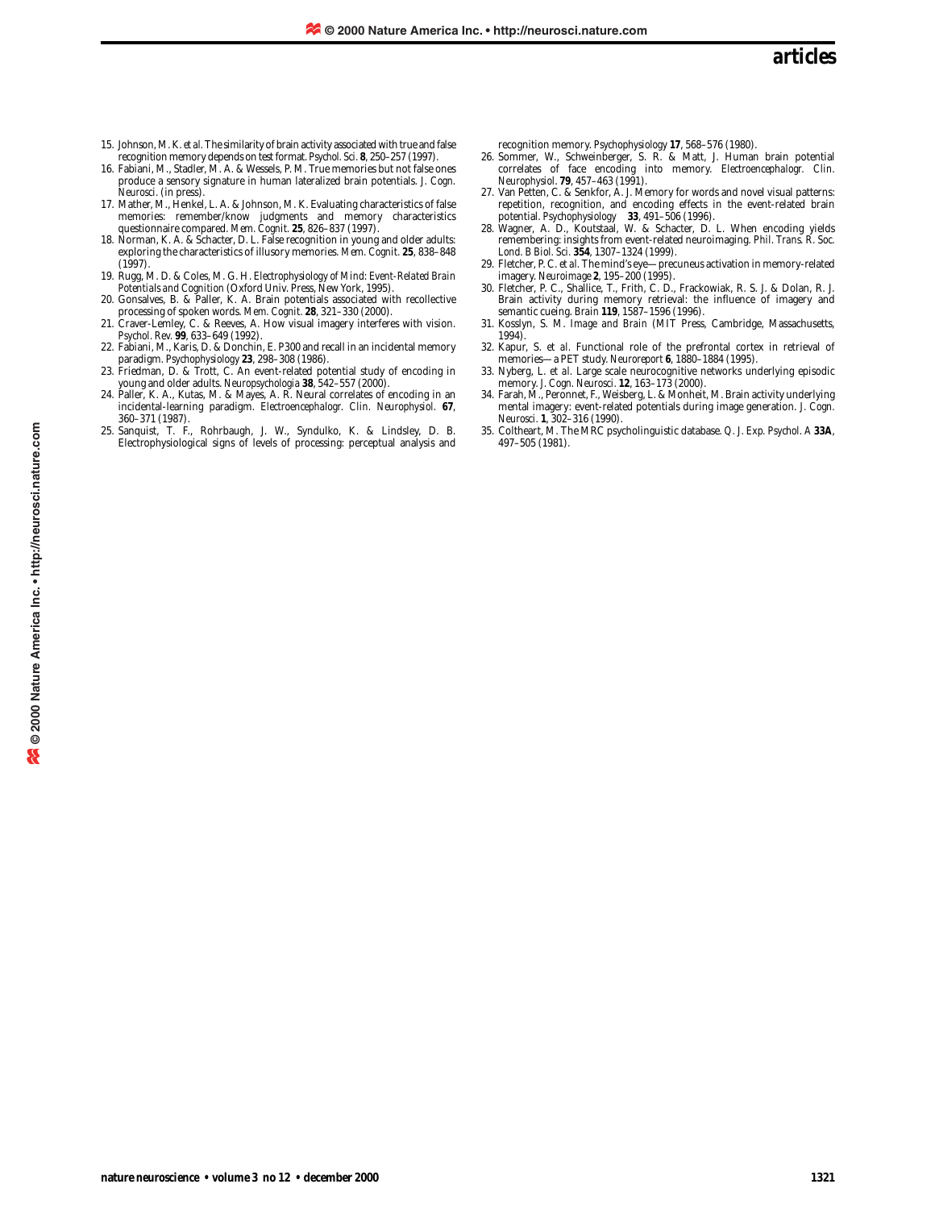15. Johnson, M. K. *et al.* The similarity of brain activity associated with true and false recognition memory depends on test format. *Psychol. Sci.* **8**, 250–257 (1997).
16. Fabiani, M., Stadler, M. A. & Wessels, P. M. True memories but not false ones produce a sensory signature in human lateralized brain potentials. *J. Cogn. Neurosci.* (in press).
17. Mather, M., Henkel, L. A. & Johnson, M. K. Evaluating characteristics of false memories: remember/know judgments and memory characteristics questionnaire compared. *Mem. Cognit.* **25**, 826–837 (1997).
18. Norman, K. A. & Schacter, D. L. False recognition in young and older adults: exploring the characteristics of illusory memories. *Mem. Cognit.* **25**, 838–848 (1997).
19. Rugg, M. D. & Coles, M. G. H. *Electrophysiology of Mind: Event-Related Brain Potentials and Cognition* (Oxford Univ. Press, New York, 1995).
20. Gonsalves, B. & Paller, K. A. Brain potentials associated with recollective processing of spoken words. *Mem. Cognit.* **28**, 321–330 (2000).
21. Craver-Lemley, C. & Reeves, A. How visual imagery interferes with vision. *Psychol. Rev.* **99**, 633–649 (1992).
22. Fabiani, M., Karis, D. & Donchin, E. P300 and recall in an incidental memory paradigm. *Psychophysiology* **23**, 298–308 (1986).
23. Friedman, D. & Trott, C. An event-related potential study of encoding in young and older adults. *Neuropsychologia* **38**, 542–557 (2000).
24. Paller, K. A., Kutas, M. & Mayes, A. R. Neural correlates of encoding in an incidental-learning paradigm. *Electroencephalogr. Clin. Neurophysiol.* **67**, 360–371 (1987).
25. Sanquist, T. F., Rohrbaugh, J. W., Syndulko, K. & Lindsley, D. B. Electrophysiological signs of levels of processing: perceptual analysis and recognition memory. *Psychophysiology* **17**, 568–576 (1980).
26. Sommer, W., Schweinberger, S. R. & Matt, J. Human brain potential correlates of face encoding into memory. *Electroencephalogr. Clin. Neurophysiol.* **79**, 457–463 (1991).
27. Van Petten, C. & Senkfor, A. J. Memory for words and novel visual patterns: repetition, recognition, and encoding effects in the event-related brain potential. *Psychophysiology* **33**, 491–506 (1996).
28. Wagner, A. D., Koutstaal, W. & Schacter, D. L. When encoding yields remembering: insights from event-related neuroimaging. *Phil. Trans. R. Soc. Lond. B Biol. Sci.* **354**, 1307–1324 (1999).
29. Fletcher, P. C. *et al.* The mind's eye—precuneus activation in memory-related imagery. *Neuroimage* **2**, 195–200 (1995).
30. Fletcher, P. C., Shallice, T., Frith, C. D., Frackowiak, R. S. J. & Dolan, R. J. Brain activity during memory retrieval: the influence of imagery and semantic cueing. *Brain* **119**, 1587–1596 (1996).
31. Kosslyn, S. M. *Image and Brain* (MIT Press, Cambridge, Massachusetts, 1994).
32. Kapur, S. *et al.* Functional role of the prefrontal cortex in retrieval of memories—a PET study. *Neuroreport* **6**, 1880–1884 (1995).
33. Nyberg, L. *et al.* Large scale neurocognitive networks underlying episodic memory. *J. Cogn. Neurosci.* **12**, 163–173 (2000).
34. Farah, M., Peronnet, F., Weisberg, L. & Monheit, M. Brain activity underlying mental imagery: event-related potentials during image generation. *J. Cogn. Neurosci.* **1**, 302–316 (1990).
35. Coltheart, M. The MRC psycholinguistic database. *Q. J. Exp. Psychol. A* **33A**, 497–505 (1981).